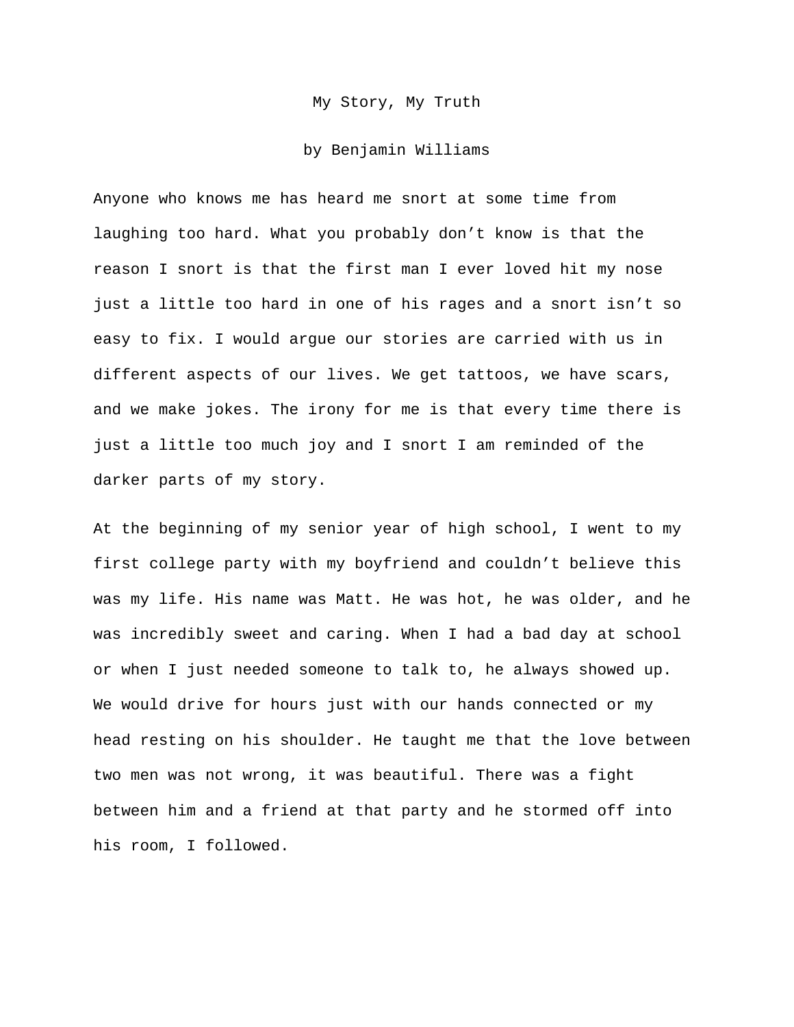# My Story, My Truth

by Benjamin Williams

Anyone who knows me has heard me snort at some time from laughing too hard. What you probably don't know is that the reason I snort is that the first man I ever loved hit my nose just a little too hard in one of his rages and a snort isn't so easy to fix. I would argue our stories are carried with us in different aspects of our lives. We get tattoos, we have scars, and we make jokes. The irony for me is that every time there is just a little too much joy and I snort I am reminded of the darker parts of my story.

At the beginning of my senior year of high school, I went to my first college party with my boyfriend and couldn't believe this was my life. His name was Matt. He was hot, he was older, and he was incredibly sweet and caring. When I had a bad day at school or when I just needed someone to talk to, he always showed up. We would drive for hours just with our hands connected or my head resting on his shoulder. He taught me that the love between two men was not wrong, it was beautiful. There was a fight between him and a friend at that party and he stormed off into his room, I followed.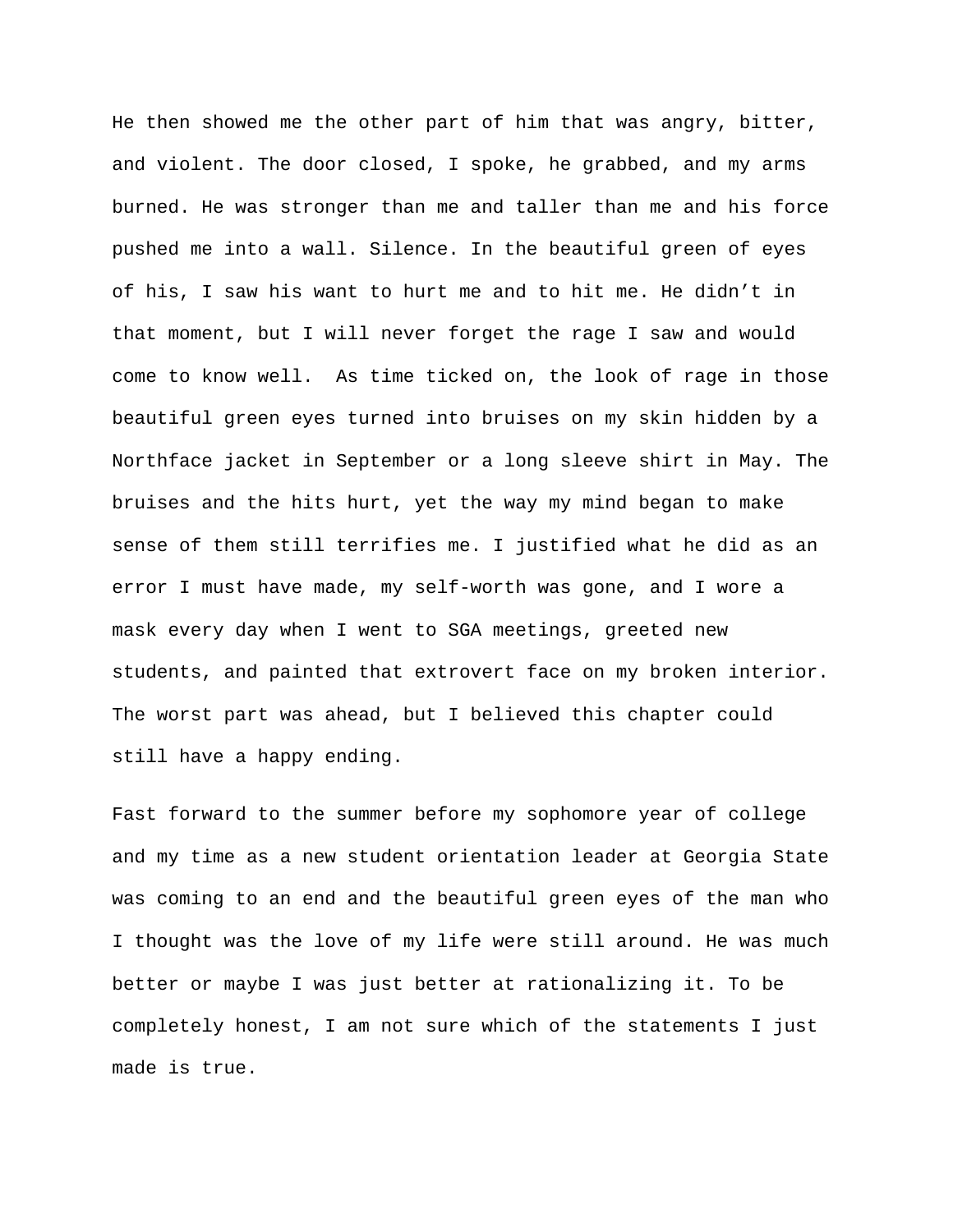He then showed me the other part of him that was angry, bitter, and violent. The door closed, I spoke, he grabbed, and my arms burned. He was stronger than me and taller than me and his force pushed me into a wall. Silence. In the beautiful green of eyes of his, I saw his want to hurt me and to hit me. He didn't in that moment, but I will never forget the rage I saw and would come to know well.  As time ticked on, the look of rage in those beautiful green eyes turned into bruises on my skin hidden by a Northface jacket in September or a long sleeve shirt in May. The bruises and the hits hurt, yet the way my mind began to make sense of them still terrifies me. I justified what he did as an error I must have made, my self-worth was gone, and I wore a mask every day when I went to SGA meetings, greeted new students, and painted that extrovert face on my broken interior. The worst part was ahead, but I believed this chapter could still have a happy ending.

Fast forward to the summer before my sophomore year of college and my time as a new student orientation leader at Georgia State was coming to an end and the beautiful green eyes of the man who I thought was the love of my life were still around. He was much better or maybe I was just better at rationalizing it. To be completely honest, I am not sure which of the statements I just made is true.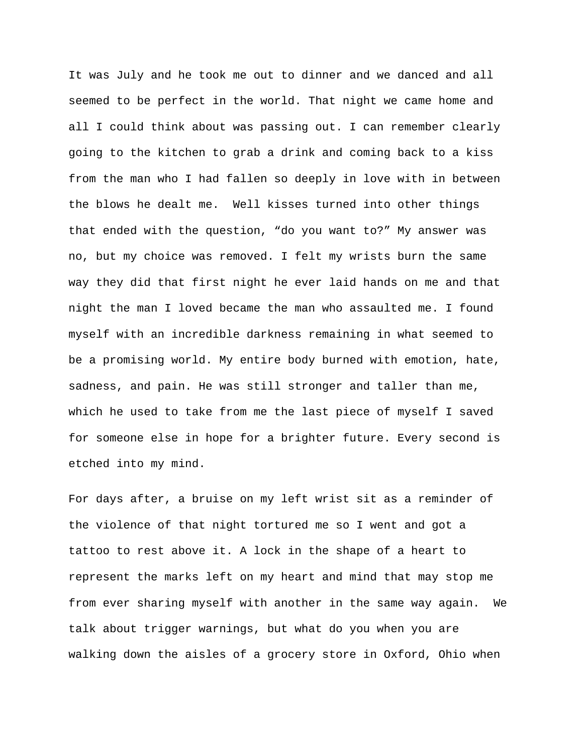It was July and he took me out to dinner and we danced and all seemed to be perfect in the world. That night we came home and all I could think about was passing out. I can remember clearly going to the kitchen to grab a drink and coming back to a kiss from the man who I had fallen so deeply in love with in between the blows he dealt me. Well kisses turned into other things that ended with the question, "do you want to?" My answer was no, but my choice was removed. I felt my wrists burn the same way they did that first night he ever laid hands on me and that night the man I loved became the man who assaulted me. I found myself with an incredible darkness remaining in what seemed to be a promising world. My entire body burned with emotion, hate, sadness, and pain. He was still stronger and taller than me, which he used to take from me the last piece of myself I saved for someone else in hope for a brighter future. Every second is etched into my mind.

For days after, a bruise on my left wrist sit as a reminder of the violence of that night tortured me so I went and got a tattoo to rest above it. A lock in the shape of a heart to represent the marks left on my heart and mind that may stop me from ever sharing myself with another in the same way again. We talk about trigger warnings, but what do you when you are walking down the aisles of a grocery store in Oxford, Ohio when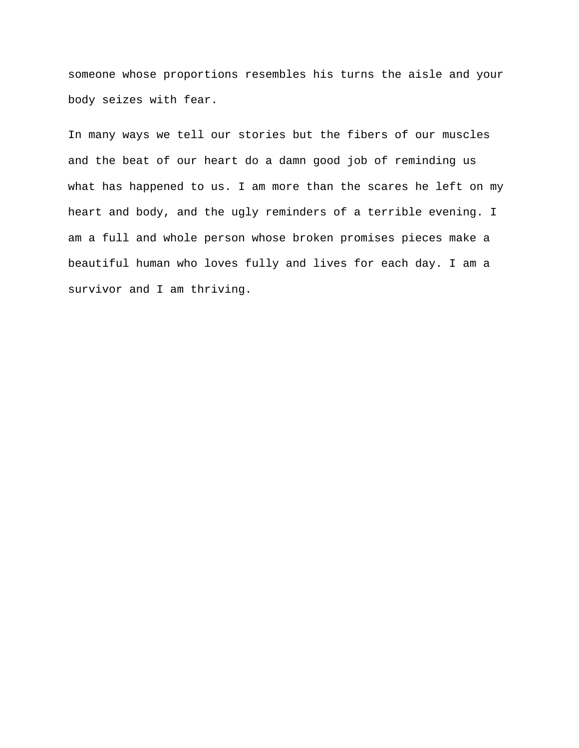someone whose proportions resembles his turns the aisle and your body seizes with fear.

In many ways we tell our stories but the fibers of our muscles and the beat of our heart do a damn good job of reminding us what has happened to us. I am more than the scares he left on my heart and body, and the ugly reminders of a terrible evening. I am a full and whole person whose broken promises pieces make a beautiful human who loves fully and lives for each day. I am a survivor and I am thriving.